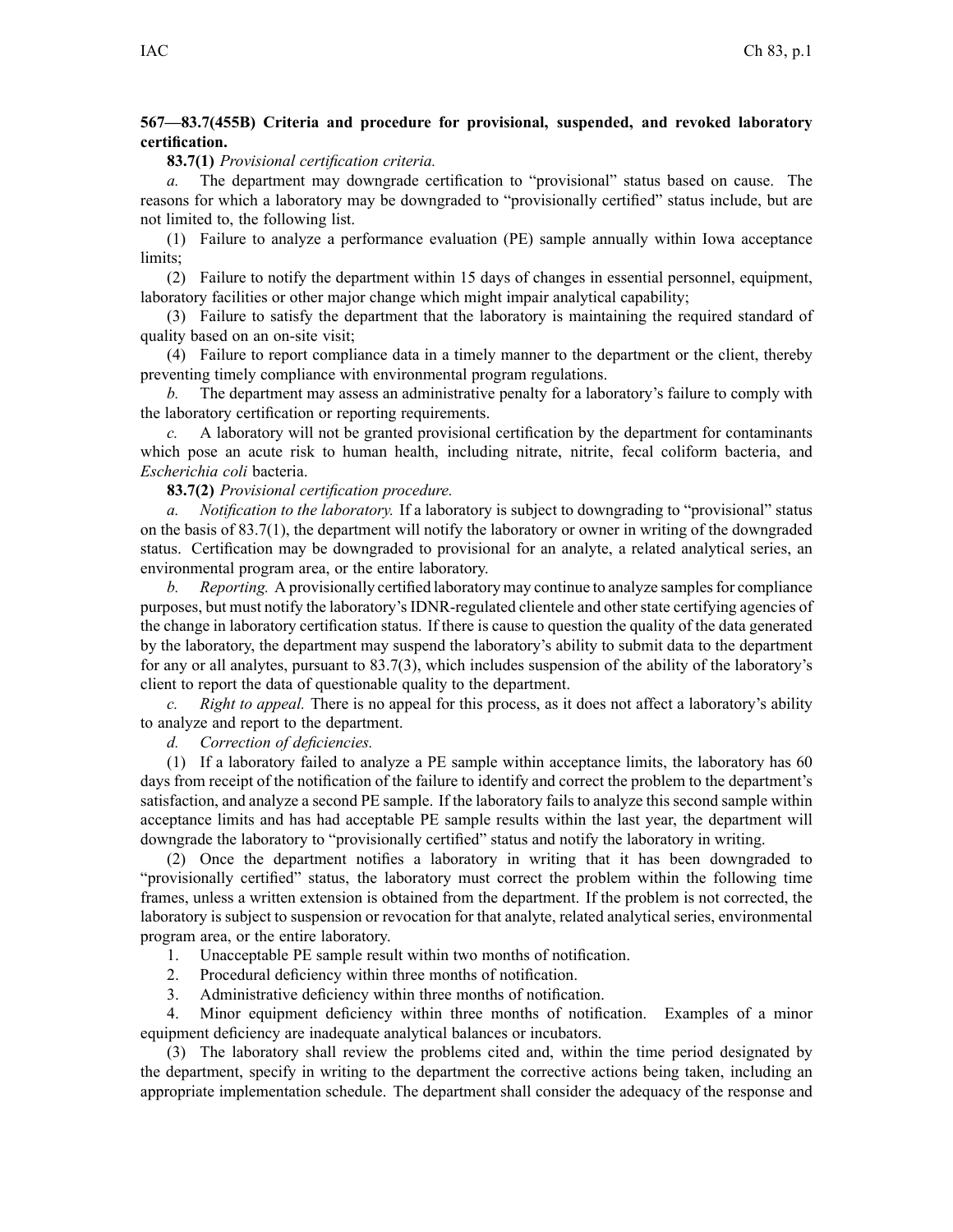**567—83.7(455B) Criteria and procedure for provisional, suspended, and revoked laboratory certification.**

**83.7(1)** *Provisional certification criteria.*

*a.* The department may downgrade certification to "provisional" status based on cause. The reasons for which a laboratory may be downgraded to "provisionally certified" status include, but are not limited to, the following list.

(1) Failure to analyze a performance evaluation (PE) sample annually within Iowa acceptance limits;

(2) Failure to notify the department within 15 days of changes in essential personnel, equipment, laboratory facilities or other major change which might impair analytical capability;

(3) Failure to satisfy the department that the laboratory is maintaining the required standard of quality based on an on-site visit;

(4) Failure to report compliance data in a timely manner to the department or the client, thereby preventing timely compliance with environmental program regulations.

*b.* The department may assess an administrative penalty for a laboratory's failure to comply with the laboratory certification or reporting requirements.

*c.* A laboratory will not be granted provisional certification by the department for contaminants which pose an acute risk to human health, including nitrate, nitrite, fecal coliform bacteria, and *Escherichia coli* bacteria.

**83.7(2)** *Provisional certification procedure.*

*a. Notification to the laboratory.* If a laboratory is subject to downgrading to "provisional" status on the basis of 83.7(1), the department will notify the laboratory or owner in writing of the downgraded status. Certification may be downgraded to provisional for an analyte, a related analytical series, an environmental program area, or the entire laboratory.

*b. Reporting.* A provisionally certified laboratory may continue to analyze samples for compliance purposes, but must notify the laboratory's IDNR-regulated clientele and other state certifying agencies of the change in laboratory certification status. If there is cause to question the quality of the data generated by the laboratory, the department may suspend the laboratory's ability to submit data to the department for any or all analytes, pursuant to 83.7(3), which includes suspension of the ability of the laboratory's client to report the data of questionable quality to the department.

*c. Right to appeal.* There is no appeal for this process, as it does not affect a laboratory's ability to analyze and report to the department.

*d. Correction of deficiencies.*

(1) If a laboratory failed to analyze a PE sample within acceptance limits, the laboratory has 60 days from receipt of the notification of the failure to identify and correct the problem to the department's satisfaction, and analyze a second PE sample. If the laboratory fails to analyze this second sample within acceptance limits and has had acceptable PE sample results within the last year, the department will downgrade the laboratory to "provisionally certified" status and notify the laboratory in writing.

(2) Once the department notifies a laboratory in writing that it has been downgraded to "provisionally certified" status, the laboratory must correct the problem within the following time frames, unless a written extension is obtained from the department. If the problem is not corrected, the laboratory is subject to suspension or revocation for that analyte, related analytical series, environmental program area, or the entire laboratory.

1. Unacceptable PE sample result within two months of notification.
2. Procedural deficiency within three months of notification.
3. Administrative deficiency within three months of notification.
4. Minor equipment deficiency within three months of notification. Examples of a minor equipment deficiency are inadequate analytical balances or incubators.

(3) The laboratory shall review the problems cited and, within the time period designated by the department, specify in writing to the department the corrective actions being taken, including an appropriate implementation schedule. The department shall consider the adequacy of the response and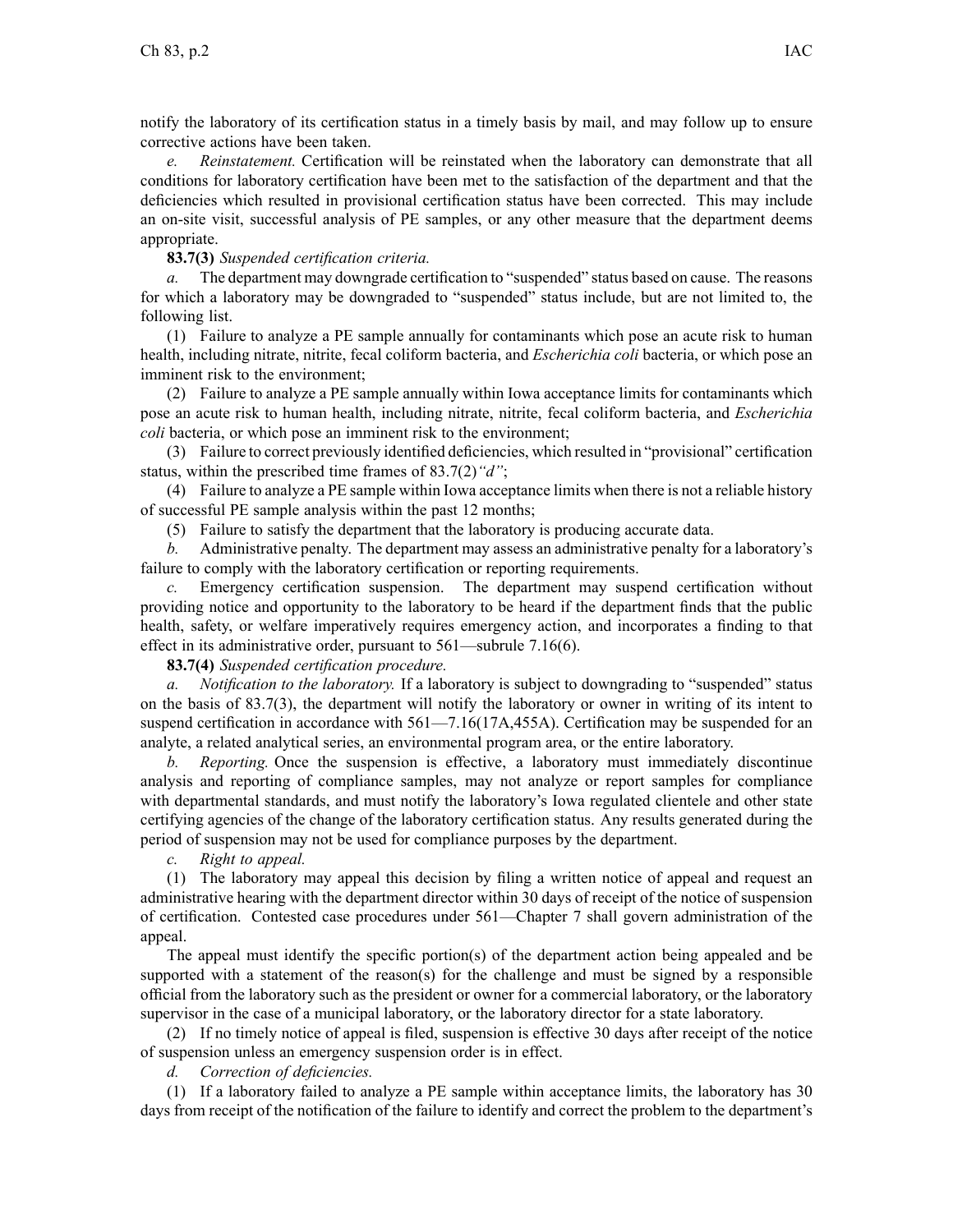notify the laboratory of its certification status in a timely basis by mail, and may follow up to ensure corrective actions have been taken.

*e. Reinstatement.* Certification will be reinstated when the laboratory can demonstrate that all conditions for laboratory certification have been met to the satisfaction of the department and that the deficiencies which resulted in provisional certification status have been corrected. This may include an on-site visit, successful analysis of PE samples, or any other measure that the department deems appropriate.

**83.7(3)** *Suspended certification criteria.*

*a.* The department may downgrade certification to "suspended" status based on cause. The reasons for which a laboratory may be downgraded to "suspended" status include, but are not limited to, the following list.

(1) Failure to analyze a PE sample annually for contaminants which pose an acute risk to human health, including nitrate, nitrite, fecal coliform bacteria, and *Escherichia coli* bacteria, or which pose an imminent risk to the environment;

(2) Failure to analyze a PE sample annually within Iowa acceptance limits for contaminants which pose an acute risk to human health, including nitrate, nitrite, fecal coliform bacteria, and *Escherichia coli* bacteria, or which pose an imminent risk to the environment;

(3) Failure to correct previously identified deficiencies, which resulted in "provisional" certification status, within the prescribed time frames of 83.7(2)*"d"*;

(4) Failure to analyze a PE sample within Iowa acceptance limits when there is not a reliable history of successful PE sample analysis within the past 12 months;

(5) Failure to satisfy the department that the laboratory is producing accurate data.

*b.* Administrative penalty. The department may assess an administrative penalty for a laboratory's failure to comply with the laboratory certification or reporting requirements.

*c.* Emergency certification suspension. The department may suspend certification without providing notice and opportunity to the laboratory to be heard if the department finds that the public health, safety, or welfare imperatively requires emergency action, and incorporates a finding to that effect in its administrative order, pursuant to 561—subrule 7.16(6).

**83.7(4)** *Suspended certification procedure.*

*a. Notification to the laboratory.* If a laboratory is subject to downgrading to "suspended" status on the basis of 83.7(3), the department will notify the laboratory or owner in writing of its intent to suspend certification in accordance with 561—7.16(17A,455A). Certification may be suspended for an analyte, a related analytical series, an environmental program area, or the entire laboratory.

*b. Reporting.* Once the suspension is effective, a laboratory must immediately discontinue analysis and reporting of compliance samples, may not analyze or report samples for compliance with departmental standards, and must notify the laboratory's Iowa regulated clientele and other state certifying agencies of the change of the laboratory certification status. Any results generated during the period of suspension may not be used for compliance purposes by the department.

*c. Right to appeal.*

(1) The laboratory may appeal this decision by filing a written notice of appeal and request an administrative hearing with the department director within 30 days of receipt of the notice of suspension of certification. Contested case procedures under 561—Chapter 7 shall govern administration of the appeal.

The appeal must identify the specific portion(s) of the department action being appealed and be supported with a statement of the reason(s) for the challenge and must be signed by a responsible official from the laboratory such as the president or owner for a commercial laboratory, or the laboratory supervisor in the case of a municipal laboratory, or the laboratory director for a state laboratory.

(2) If no timely notice of appeal is filed, suspension is effective 30 days after receipt of the notice of suspension unless an emergency suspension order is in effect.

*d. Correction of deficiencies.*

(1) If a laboratory failed to analyze a PE sample within acceptance limits, the laboratory has 30 days from receipt of the notification of the failure to identify and correct the problem to the department's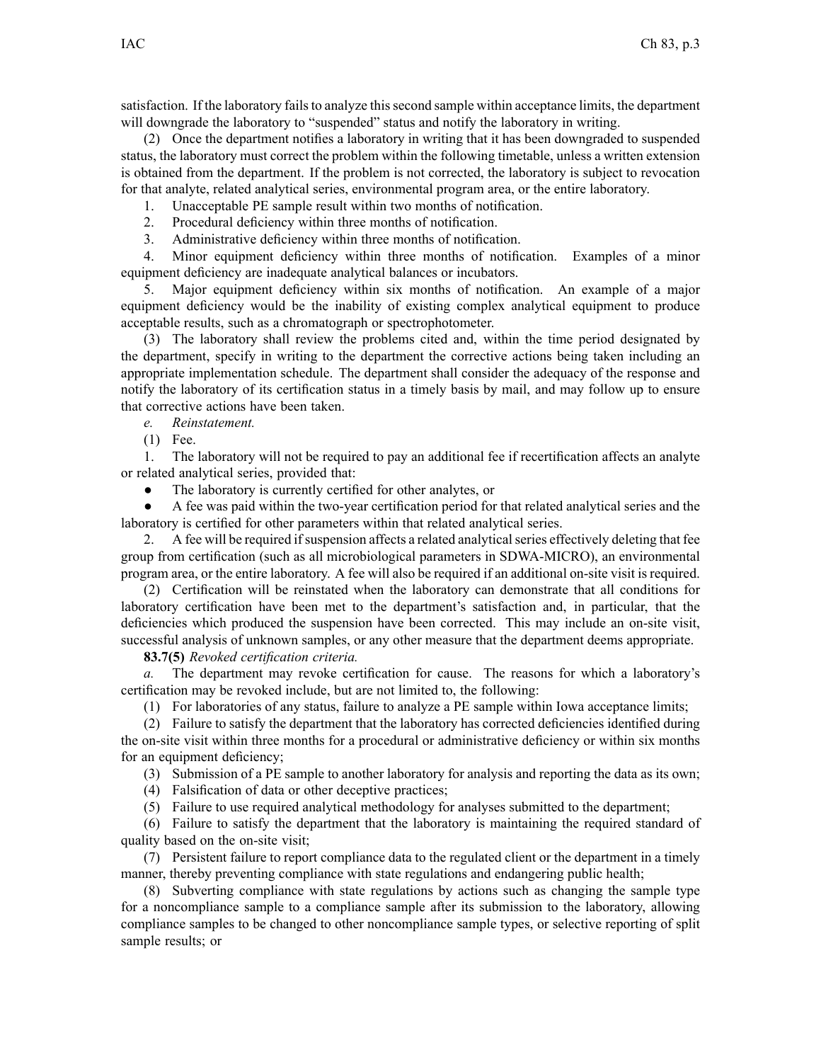satisfaction. If the laboratory fails to analyze this second sample within acceptance limits, the department will downgrade the laboratory to "suspended" status and notify the laboratory in writing.

(2) Once the department notifies a laboratory in writing that it has been downgraded to suspended status, the laboratory must correct the problem within the following timetable, unless a written extension is obtained from the department. If the problem is not corrected, the laboratory is subject to revocation for that analyte, related analytical series, environmental program area, or the entire laboratory.

1. Unacceptable PE sample result within two months of notification.

2. Procedural deficiency within three months of notification.

3. Administrative deficiency within three months of notification.

4. Minor equipment deficiency within three months of notification. Examples of a minor equipment deficiency are inadequate analytical balances or incubators.

5. Major equipment deficiency within six months of notification. An example of a major equipment deficiency would be the inability of existing complex analytical equipment to produce acceptable results, such as a chromatograph or spectrophotometer.

(3) The laboratory shall review the problems cited and, within the time period designated by the department, specify in writing to the department the corrective actions being taken including an appropriate implementation schedule. The department shall consider the adequacy of the response and notify the laboratory of its certification status in a timely basis by mail, and may follow up to ensure that corrective actions have been taken.

*e.* *Reinstatement.*

(1) Fee.

1. The laboratory will not be required to pay an additional fee if recertification affects an analyte or related analytical series, provided that:

- The laboratory is currently certified for other analytes, or
- A fee was paid within the two-year certification period for that related analytical series and the laboratory is certified for other parameters within that related analytical series.

2. A fee will be required if suspension affects a related analytical series effectively deleting that fee group from certification (such as all microbiological parameters in SDWA-MICRO), an environmental program area, or the entire laboratory. A fee will also be required if an additional on-site visit is required.

(2) Certification will be reinstated when the laboratory can demonstrate that all conditions for laboratory certification have been met to the department's satisfaction and, in particular, that the deficiencies which produced the suspension have been corrected. This may include an on-site visit, successful analysis of unknown samples, or any other measure that the department deems appropriate.

**83.7(5)** *Revoked certification criteria.*

*a.* The department may revoke certification for cause. The reasons for which a laboratory's certification may be revoked include, but are not limited to, the following:

(1) For laboratories of any status, failure to analyze a PE sample within Iowa acceptance limits;

(2) Failure to satisfy the department that the laboratory has corrected deficiencies identified during the on-site visit within three months for a procedural or administrative deficiency or within six months for an equipment deficiency;

(3) Submission of a PE sample to another laboratory for analysis and reporting the data as its own;

(4) Falsification of data or other deceptive practices;

(5) Failure to use required analytical methodology for analyses submitted to the department;

(6) Failure to satisfy the department that the laboratory is maintaining the required standard of quality based on the on-site visit;

(7) Persistent failure to report compliance data to the regulated client or the department in a timely manner, thereby preventing compliance with state regulations and endangering public health;

(8) Subverting compliance with state regulations by actions such as changing the sample type for a noncompliance sample to a compliance sample after its submission to the laboratory, allowing compliance samples to be changed to other noncompliance sample types, or selective reporting of split sample results; or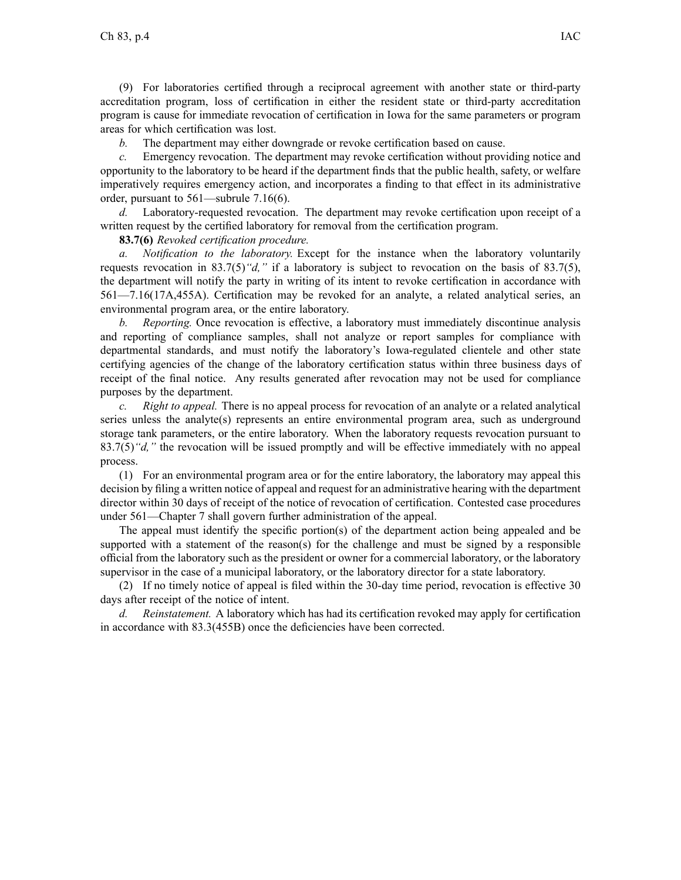(9) For laboratories certified through a reciprocal agreement with another state or third-party accreditation program, loss of certification in either the resident state or third-party accreditation program is cause for immediate revocation of certification in Iowa for the same parameters or program areas for which certification was lost.

*b.* The department may either downgrade or revoke certification based on cause.

*c.* Emergency revocation. The department may revoke certification without providing notice and opportunity to the laboratory to be heard if the department finds that the public health, safety, or welfare imperatively requires emergency action, and incorporates a finding to that effect in its administrative order, pursuant to 561—subrule 7.16(6).

*d.* Laboratory-requested revocation. The department may revoke certification upon receipt of a written request by the certified laboratory for removal from the certification program.

**83.7(6)** *Revoked certification procedure.*

*a.* *Notification to the laboratory.* Except for the instance when the laboratory voluntarily requests revocation in 83.7(5)*"d,"* if a laboratory is subject to revocation on the basis of 83.7(5), the department will notify the party in writing of its intent to revoke certification in accordance with 561—7.16(17A,455A). Certification may be revoked for an analyte, a related analytical series, an environmental program area, or the entire laboratory.

*b.* *Reporting.* Once revocation is effective, a laboratory must immediately discontinue analysis and reporting of compliance samples, shall not analyze or report samples for compliance with departmental standards, and must notify the laboratory's Iowa-regulated clientele and other state certifying agencies of the change of the laboratory certification status within three business days of receipt of the final notice. Any results generated after revocation may not be used for compliance purposes by the department.

*c.* *Right to appeal.* There is no appeal process for revocation of an analyte or a related analytical series unless the analyte(s) represents an entire environmental program area, such as underground storage tank parameters, or the entire laboratory. When the laboratory requests revocation pursuant to 83.7(5)*"d,"* the revocation will be issued promptly and will be effective immediately with no appeal process.

(1) For an environmental program area or for the entire laboratory, the laboratory may appeal this decision by filing a written notice of appeal and request for an administrative hearing with the department director within 30 days of receipt of the notice of revocation of certification. Contested case procedures under 561—Chapter 7 shall govern further administration of the appeal.

The appeal must identify the specific portion(s) of the department action being appealed and be supported with a statement of the reason(s) for the challenge and must be signed by a responsible official from the laboratory such as the president or owner for a commercial laboratory, or the laboratory supervisor in the case of a municipal laboratory, or the laboratory director for a state laboratory.

(2) If no timely notice of appeal is filed within the 30-day time period, revocation is effective 30 days after receipt of the notice of intent.

*d.* *Reinstatement.* A laboratory which has had its certification revoked may apply for certification in accordance with 83.3(455B) once the deficiencies have been corrected.